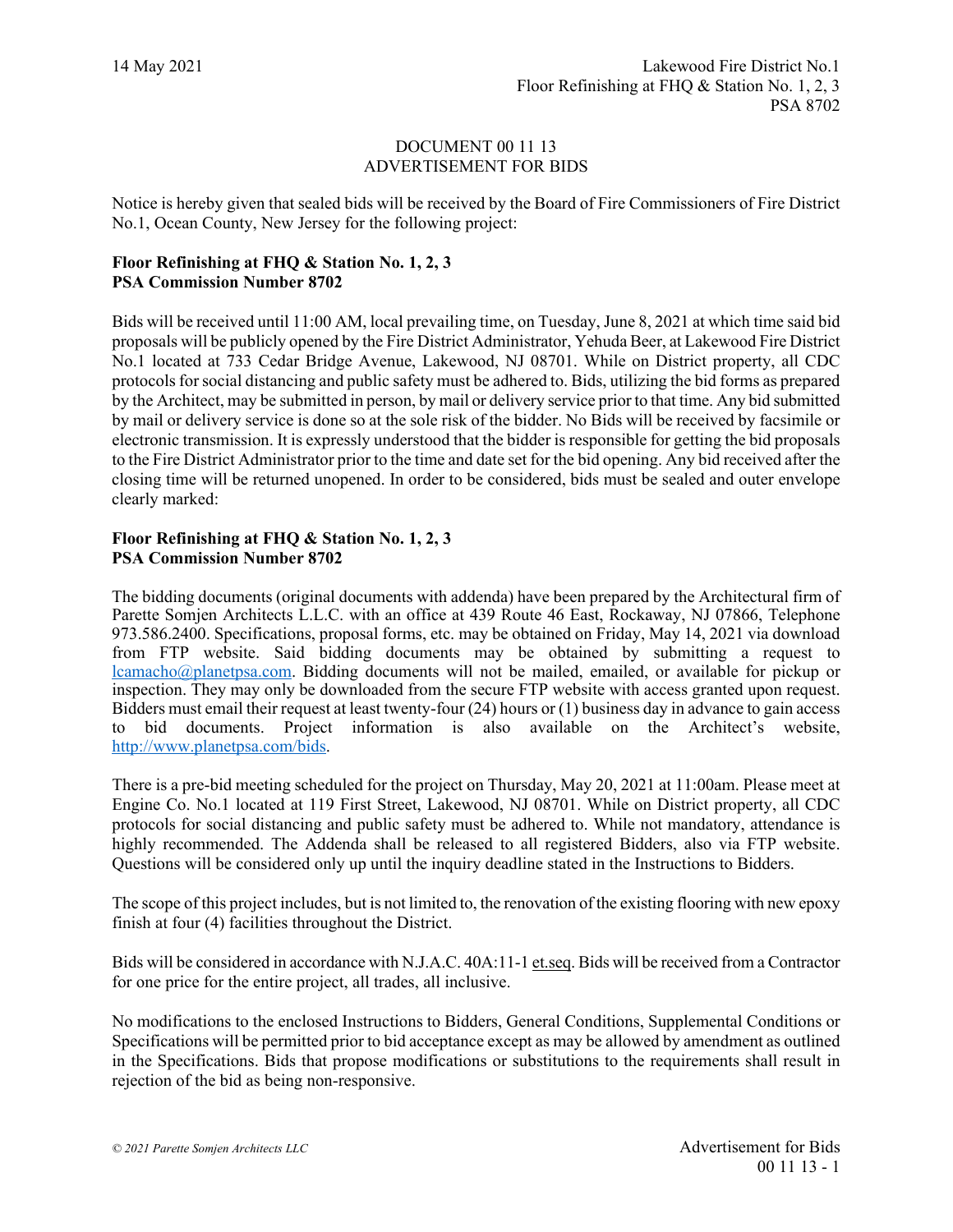# DOCUMENT 00 11 13
## ADVERTISEMENT FOR BIDS

Notice is hereby given that sealed bids will be received by the Board of Fire Commissioners of Fire District No.1, Ocean County, New Jersey for the following project:

**Floor Refinishing at FHQ & Station No. 1, 2, 3**
**PSA Commission Number 8702**

Bids will be received until 11:00 AM, local prevailing time, on Tuesday, June 8, 2021 at which time said bid proposals will be publicly opened by the Fire District Administrator, Yehuda Beer, at Lakewood Fire District No.1 located at 733 Cedar Bridge Avenue, Lakewood, NJ 08701. While on District property, all CDC protocols for social distancing and public safety must be adhered to. Bids, utilizing the bid forms as prepared by the Architect, may be submitted in person, by mail or delivery service prior to that time. Any bid submitted by mail or delivery service is done so at the sole risk of the bidder. No Bids will be received by facsimile or electronic transmission. It is expressly understood that the bidder is responsible for getting the bid proposals to the Fire District Administrator prior to the time and date set for the bid opening. Any bid received after the closing time will be returned unopened. In order to be considered, bids must be sealed and outer envelope clearly marked:

**Floor Refinishing at FHQ & Station No. 1, 2, 3**
**PSA Commission Number 8702**

The bidding documents (original documents with addenda) have been prepared by the Architectural firm of Parette Somjen Architects L.L.C. with an office at 439 Route 46 East, Rockaway, NJ 07866, Telephone 973.586.2400. Specifications, proposal forms, etc. may be obtained on Friday, May 14, 2021 via download from FTP website. Said bidding documents may be obtained by submitting a request to lcamacho@planetpsa.com. Bidding documents will not be mailed, emailed, or available for pickup or inspection. They may only be downloaded from the secure FTP website with access granted upon request. Bidders must email their request at least twenty-four (24) hours or (1) business day in advance to gain access to bid documents. Project information is also available on the Architect's website, http://www.planetpsa.com/bids.

There is a pre-bid meeting scheduled for the project on Thursday, May 20, 2021 at 11:00am. Please meet at Engine Co. No.1 located at 119 First Street, Lakewood, NJ 08701. While on District property, all CDC protocols for social distancing and public safety must be adhered to. While not mandatory, attendance is highly recommended. The Addenda shall be released to all registered Bidders, also via FTP website. Questions will be considered only up until the inquiry deadline stated in the Instructions to Bidders.

The scope of this project includes, but is not limited to, the renovation of the existing flooring with new epoxy finish at four (4) facilities throughout the District.

Bids will be considered in accordance with N.J.A.C. 40A:11-1 et.seq. Bids will be received from a Contractor for one price for the entire project, all trades, all inclusive.

No modifications to the enclosed Instructions to Bidders, General Conditions, Supplemental Conditions or Specifications will be permitted prior to bid acceptance except as may be allowed by amendment as outlined in the Specifications. Bids that propose modifications or substitutions to the requirements shall result in rejection of the bid as being non-responsive.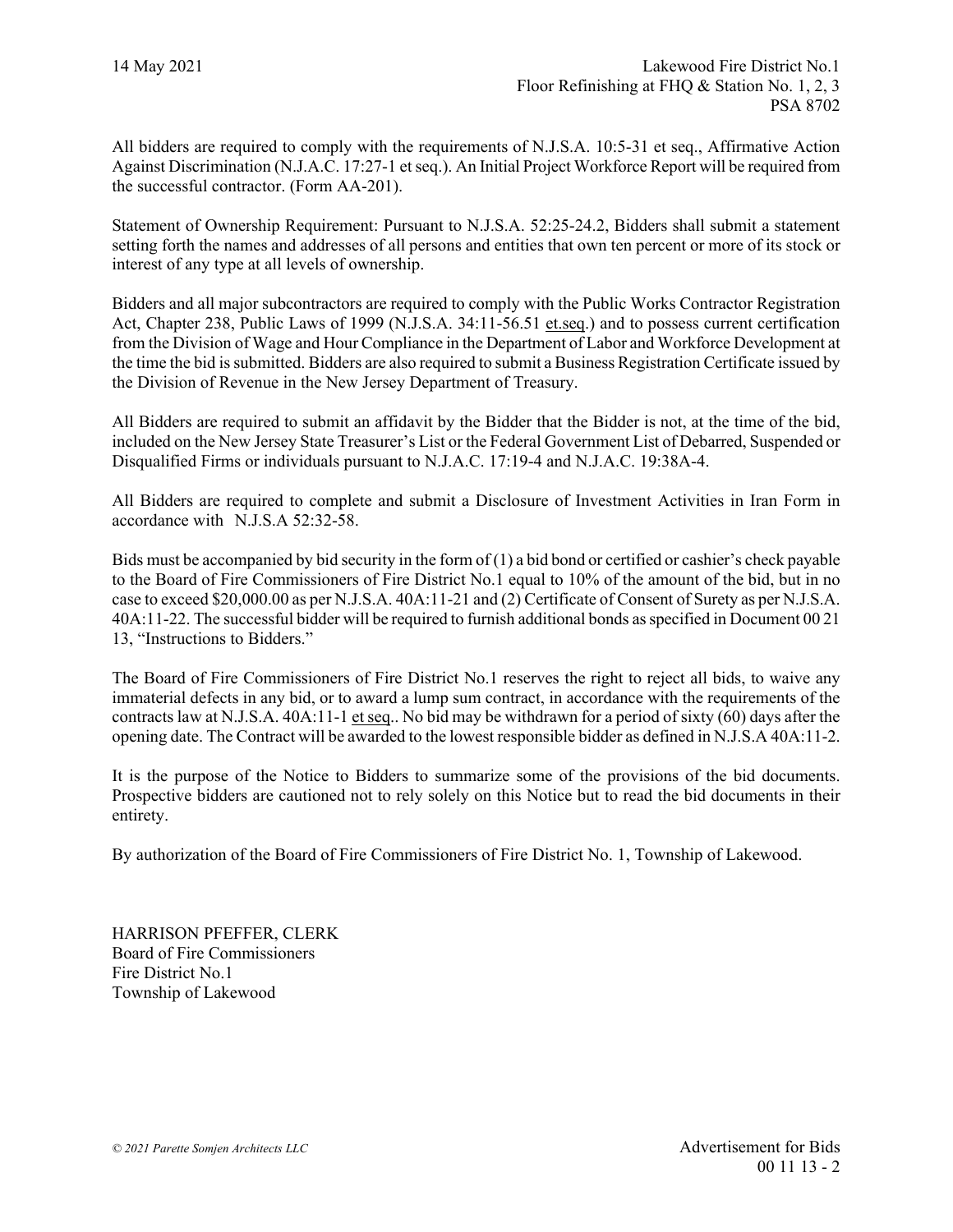All bidders are required to comply with the requirements of N.J.S.A. 10:5-31 et seq., Affirmative Action Against Discrimination (N.J.A.C. 17:27-1 et seq.). An Initial Project Workforce Report will be required from the successful contractor. (Form AA-201).

Statement of Ownership Requirement: Pursuant to N.J.S.A. 52:25-24.2, Bidders shall submit a statement setting forth the names and addresses of all persons and entities that own ten percent or more of its stock or interest of any type at all levels of ownership.

Bidders and all major subcontractors are required to comply with the Public Works Contractor Registration Act, Chapter 238, Public Laws of 1999 (N.J.S.A. 34:11-56.51 et.seq.) and to possess current certification from the Division of Wage and Hour Compliance in the Department of Labor and Workforce Development at the time the bid is submitted. Bidders are also required to submit a Business Registration Certificate issued by the Division of Revenue in the New Jersey Department of Treasury.

All Bidders are required to submit an affidavit by the Bidder that the Bidder is not, at the time of the bid, included on the New Jersey State Treasurer's List or the Federal Government List of Debarred, Suspended or Disqualified Firms or individuals pursuant to N.J.A.C. 17:19-4 and N.J.A.C. 19:38A-4.

All Bidders are required to complete and submit a Disclosure of Investment Activities in Iran Form in accordance with N.J.S.A 52:32-58.

Bids must be accompanied by bid security in the form of (1) a bid bond or certified or cashier's check payable to the Board of Fire Commissioners of Fire District No.1 equal to 10% of the amount of the bid, but in no case to exceed $20,000.00 as per N.J.S.A. 40A:11-21 and (2) Certificate of Consent of Surety as per N.J.S.A. 40A:11-22. The successful bidder will be required to furnish additional bonds as specified in Document 00 21 13, "Instructions to Bidders."

The Board of Fire Commissioners of Fire District No.1 reserves the right to reject all bids, to waive any immaterial defects in any bid, or to award a lump sum contract, in accordance with the requirements of the contracts law at N.J.S.A. 40A:11-1 et seq.. No bid may be withdrawn for a period of sixty (60) days after the opening date. The Contract will be awarded to the lowest responsible bidder as defined in N.J.S.A 40A:11-2.

It is the purpose of the Notice to Bidders to summarize some of the provisions of the bid documents. Prospective bidders are cautioned not to rely solely on this Notice but to read the bid documents in their entirety.

By authorization of the Board of Fire Commissioners of Fire District No. 1, Township of Lakewood.

HARRISON PFEFFER, CLERK
Board of Fire Commissioners
Fire District No.1
Township of Lakewood